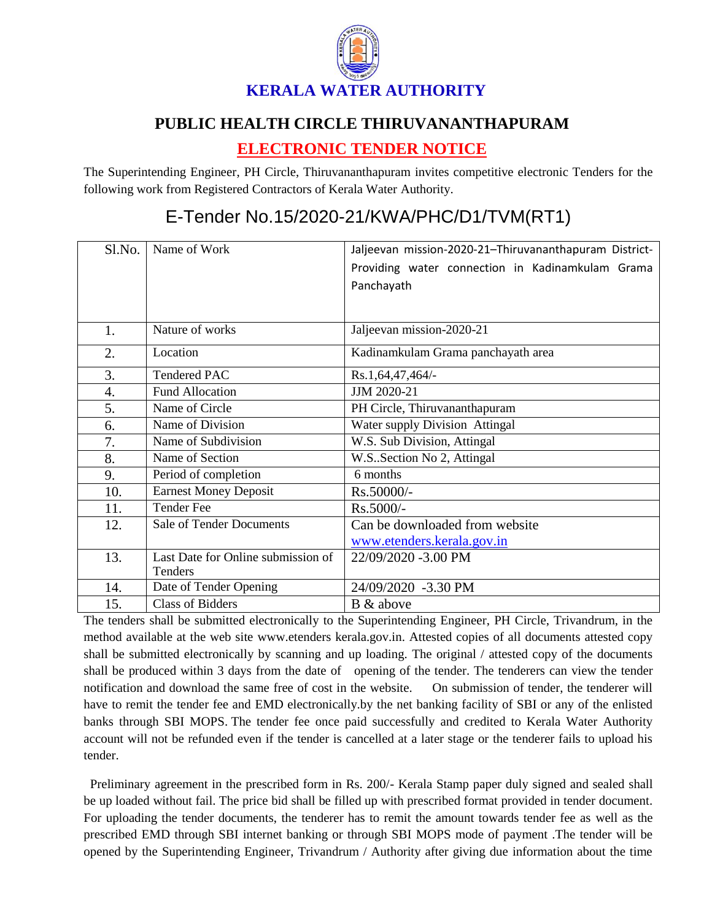# KERALA WATER AUTHORITY

## PUBLIC HEALTH CIRCLE THIRUVANANTHAPURAM

## ELECTRONIC TENDER NOTICE

The Superintending Engineer, PH Circle, Thiruvananthapuram invites competitive electronic Tenders for the following work from Registered Contractors of Kerala Water Authority.

## E-Tender No.15/2020-21/KWA/PHC/D1/TVM(RT1)

| Sl.No. | Name of Work | Jaljeevan mission-2020-21–Thiruvananthapuram District-Providing water connection in Kadinamkulam Grama Panchayath |
|---|---|---|
| 1. | Nature of works | Jaljeevan mission-2020-21 |
| 2. | Location | Kadinamkulam Grama panchayath area |
| 3. | Tendered PAC | Rs.1,64,47,464/- |
| 4. | Fund Allocation | JJM 2020-21 |
| 5. | Name of Circle | PH Circle, Thiruvananthapuram |
| 6. | Name of Division | Water supply Division Attingal |
| 7. | Name of Subdivision | W.S. Sub Division, Attingal |
| 8. | Name of Section | W.S..Section No 2, Attingal |
| 9. | Period of completion | 6 months |
| 10. | Earnest Money Deposit | Rs.50000/- |
| 11. | Tender Fee | Rs.5000/- |
| 12. | Sale of Tender Documents | Can be downloaded from website www.etenders.kerala.gov.in |
| 13. | Last Date for Online submission of Tenders | 22/09/2020 -3.00 PM |
| 14. | Date of Tender Opening | 24/09/2020 -3.30 PM |
| 15. | Class of Bidders | B & above |

The tenders shall be submitted electronically to the Superintending Engineer, PH Circle, Trivandrum, in the method available at the web site www.etenders kerala.gov.in. Attested copies of all documents attested copy shall be submitted electronically by scanning and up loading. The original / attested copy of the documents shall be produced within 3 days from the date of opening of the tender. The tenderers can view the tender notification and download the same free of cost in the website. On submission of tender, the tenderer will have to remit the tender fee and EMD electronically.by the net banking facility of SBI or any of the enlisted banks through SBI MOPS. The tender fee once paid successfully and credited to Kerala Water Authority account will not be refunded even if the tender is cancelled at a later stage or the tenderer fails to upload his tender.

Preliminary agreement in the prescribed form in Rs. 200/- Kerala Stamp paper duly signed and sealed shall be up loaded without fail. The price bid shall be filled up with prescribed format provided in tender document. For uploading the tender documents, the tenderer has to remit the amount towards tender fee as well as the prescribed EMD through SBI internet banking or through SBI MOPS mode of payment .The tender will be opened by the Superintending Engineer, Trivandrum / Authority after giving due information about the time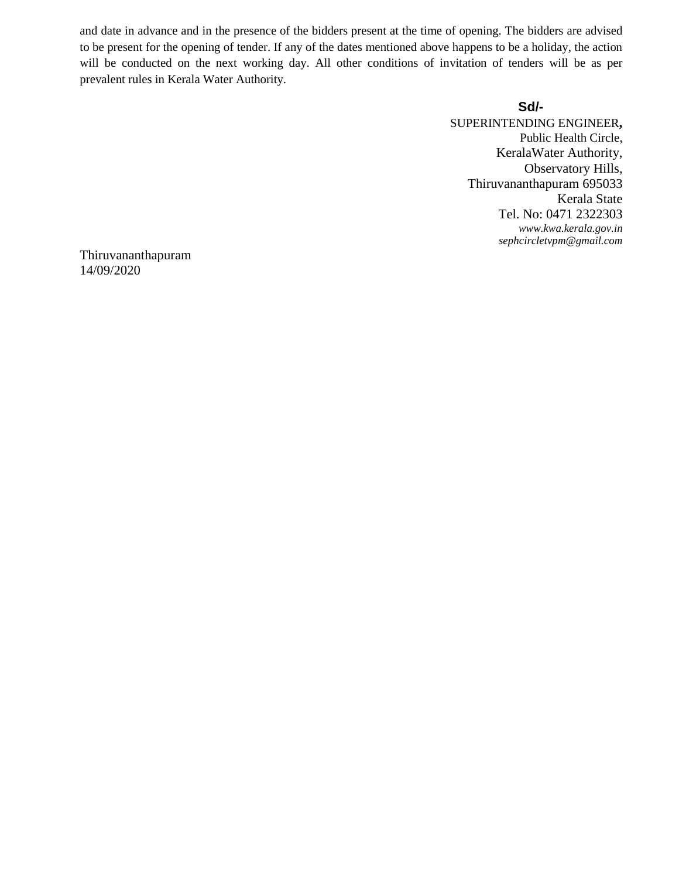and date in advance and in the presence of the bidders present at the time of opening. The bidders are advised to be present for the opening of tender. If any of the dates mentioned above happens to be a holiday, the action will be conducted on the next working day. All other conditions of invitation of tenders will be as per prevalent rules in Kerala Water Authority.

**Sd/-**

SUPERINTENDING ENGINEER**,**
Public Health Circle,
KeralaWater Authority,
Observatory Hills,
Thiruvananthapuram 695033
Kerala State
Tel. No: 0471 2322303
*www.kwa.kerala.gov.in*
*sephcircletvpm@gmail.com*

Thiruvananthapuram
14/09/2020